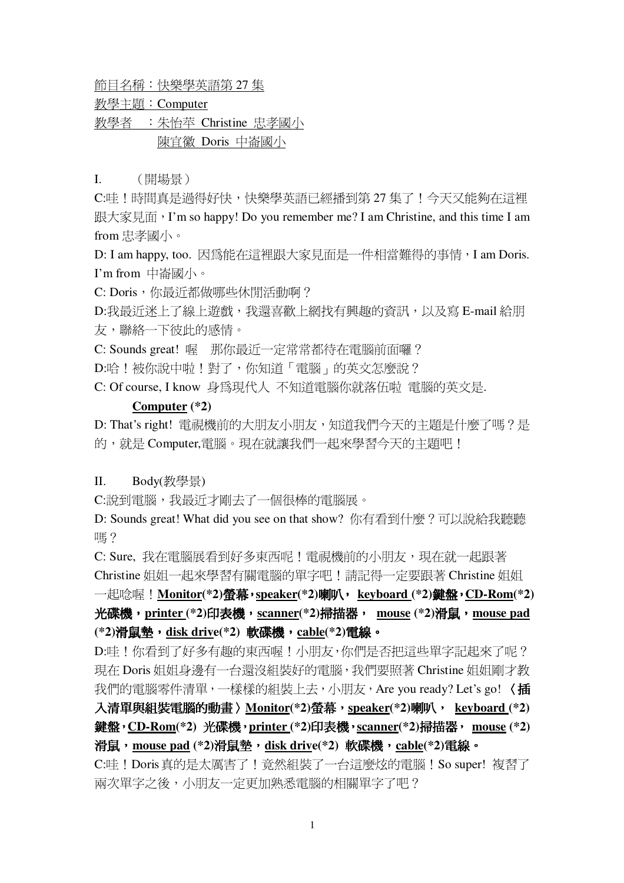節目名稱：快樂學英語第 27 集

教學主題：Computer

教學者　：朱怡萃 Christine 忠孝國小

　　　　　陳宜徽 Doris 中崙國小

I.　（開場景）

C:哇！時間真是過得好快，快樂學英語已經播到第 27 集了！今天又能夠在這裡跟大家見面，I'm so happy! Do you remember me? I am Christine, and this time I am from 忠孝國小。

D: I am happy, too. 因爲能在這裡跟大家見面是一件相當難得的事情，I am Doris. I'm from 中崙國小。

C: Doris，你最近都做哪些休閒活動啊？

D:我最近迷上了線上遊戲，我還喜歡上網找有興趣的資訊，以及寫 E-mail 給朋友，聯絡一下彼此的感情。

C: Sounds great! 喔　那你最近一定常常都待在電腦前面囉？

D:哈！被你說中啦！對了，你知道「電腦」的英文怎麼說？

C: Of course, I know 身爲現代人 不知道電腦你就落伍啦 電腦的英文是.

**Computer (*2)**

D: That's right! 電視機前的大朋友小朋友，知道我們今天的主題是什麼了嗎？是的，就是 Computer,電腦。現在就讓我們一起來學習今天的主題吧！

II.　Body(教學景)

C:說到電腦，我最近才剛去了一個很棒的電腦展。

D: Sounds great! What did you see on that show? 你有看到什麼？可以說給我聽聽嗎？

C: Sure, 我在電腦展看到好多東西呢！電視機前的小朋友，現在就一起跟著 Christine 姐姐一起來學習有關電腦的單字吧！請記得一定要跟著 Christine 姐姐一起唸喔！**Monitor(*2)螢幕，speaker(*2)喇叭， keyboard (*2)鍵盤，CD-Rom(*2)光碟機，printer (*2)印表機，scanner(*2)掃描器， mouse (*2)滑鼠，mouse pad (*2)滑鼠墊，disk drive(*2) 軟碟機，cable(*2)電線。**

D:哇！你看到了好多有趣的東西喔！小朋友,你們是否把這些單字記起來了呢？現在 Doris 姐姐身邊有一台還沒組裝好的電腦，我們要照著 Christine 姐姐剛才教我們的電腦零件清單，一樣樣的組裝上去，小朋友，Are you ready? Let's go! **〈插入清單與組裝電腦的動畫〉Monitor(*2)螢幕，speaker(*2)喇叭， keyboard (*2)鍵盤，CD-Rom(*2) 光碟機，printer (*2)印表機，scanner(*2)掃描器， mouse (*2)滑鼠，mouse pad (*2)滑鼠墊，disk drive(*2) 軟碟機，cable(*2)電線。**

C:哇！Doris 真的是太厲害了！竟然組裝了一台這麼炫的電腦！So super! 複習了兩次單字之後，小朋友一定更加熟悉電腦的相關單字了吧？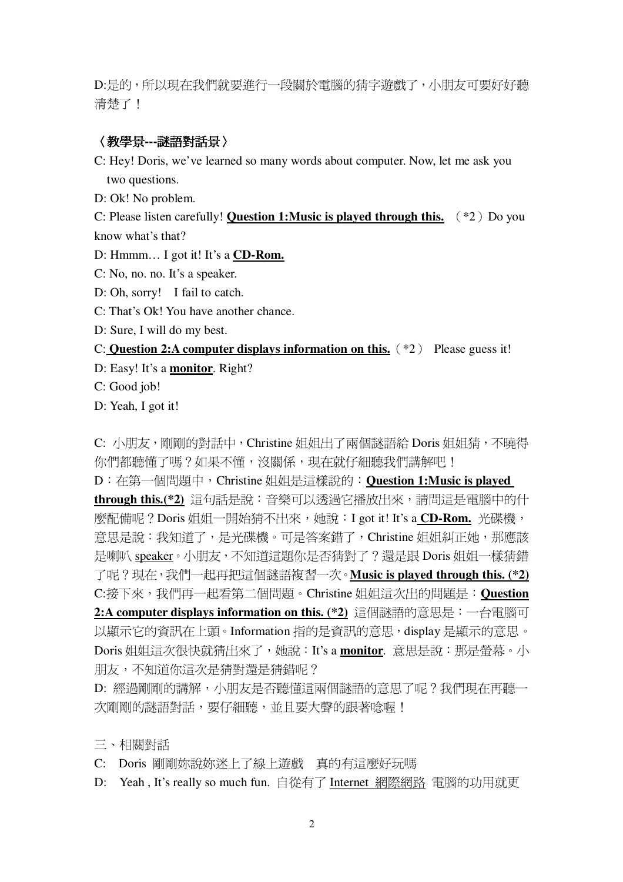D:是的，所以現在我們就要進行一段關於電腦的猜字遊戲了，小朋友可要好好聽清楚了！

**〈教學景---謎語對話景〉**

C: Hey! Doris, we've learned so many words about computer. Now, let me ask you two questions.

D: Ok! No problem.

C: Please listen carefully! **<u>Question 1:Music is played through this.</u>** （*2）Do you know what's that?

D: Hmmm… I got it! It's a **<u>CD-Rom.</u>**

C: No, no. no. It's a speaker.

D: Oh, sorry! I fail to catch.

C: That's Ok! You have another chance.

D: Sure, I will do my best.

C: **<u>Question 2:A computer displays information on this.</u>**（*2） Please guess it!

D: Easy! It's a **<u>monitor</u>**. Right?

C: Good job!

D: Yeah, I got it!

C: 小朋友，剛剛的對話中，Christine 姐姐出了兩個謎語給 Doris 姐姐猜，不曉得你們都聽懂了嗎？如果不懂，沒關係，現在就仔細聽我們講解吧！

D：在第一個問題中，Christine 姐姐是這樣說的：**<u>Question 1:Music is played through this.(*2)</u>** 這句話是說：音樂可以透過它播放出來，請問這是電腦中的什麼配備呢？Doris 姐姐一開始猜不出來，她說：I got it! It's a **<u>CD-Rom.</u>** 光碟機，意思是說：我知道了，是光碟機。可是答案錯了，Christine 姐姐糾正她，那應該是喇叭 <u>speaker</u>。小朋友，不知道這題你是否猜對了？還是跟 Doris 姐姐一樣猜錯了呢？現在，我們一起再把這個謎語複習一次。**<u>Music is played through this. (*2)</u>**

C:接下來，我們再一起看第二個問題。Christine 姐姐這次出的問題是：**<u>Question 2:A computer displays information on this. (*2)</u>** 這個謎語的意思是：一台電腦可以顯示它的資訊在上頭。Information 指的是資訊的意思，display 是顯示的意思。Doris 姐姐這次很快就猜出來了，她說：It's a **<u>monitor</u>**. 意思是說：那是螢幕。小朋友，不知道你這次是猜對還是猜錯呢？

D: 經過剛剛的講解，小朋友是否聽懂這兩個謎語的意思了呢？我們現在再聽一次剛剛的謎語對話，要仔細聽，並且要大聲的跟著唸喔！

三、相關對話

C: Doris 剛剛妳說妳迷上了線上遊戲 真的有這麼好玩嗎

D: Yeah , It's really so much fun. 自從有了 <u>Internet 網際網路</u> 電腦的功用就更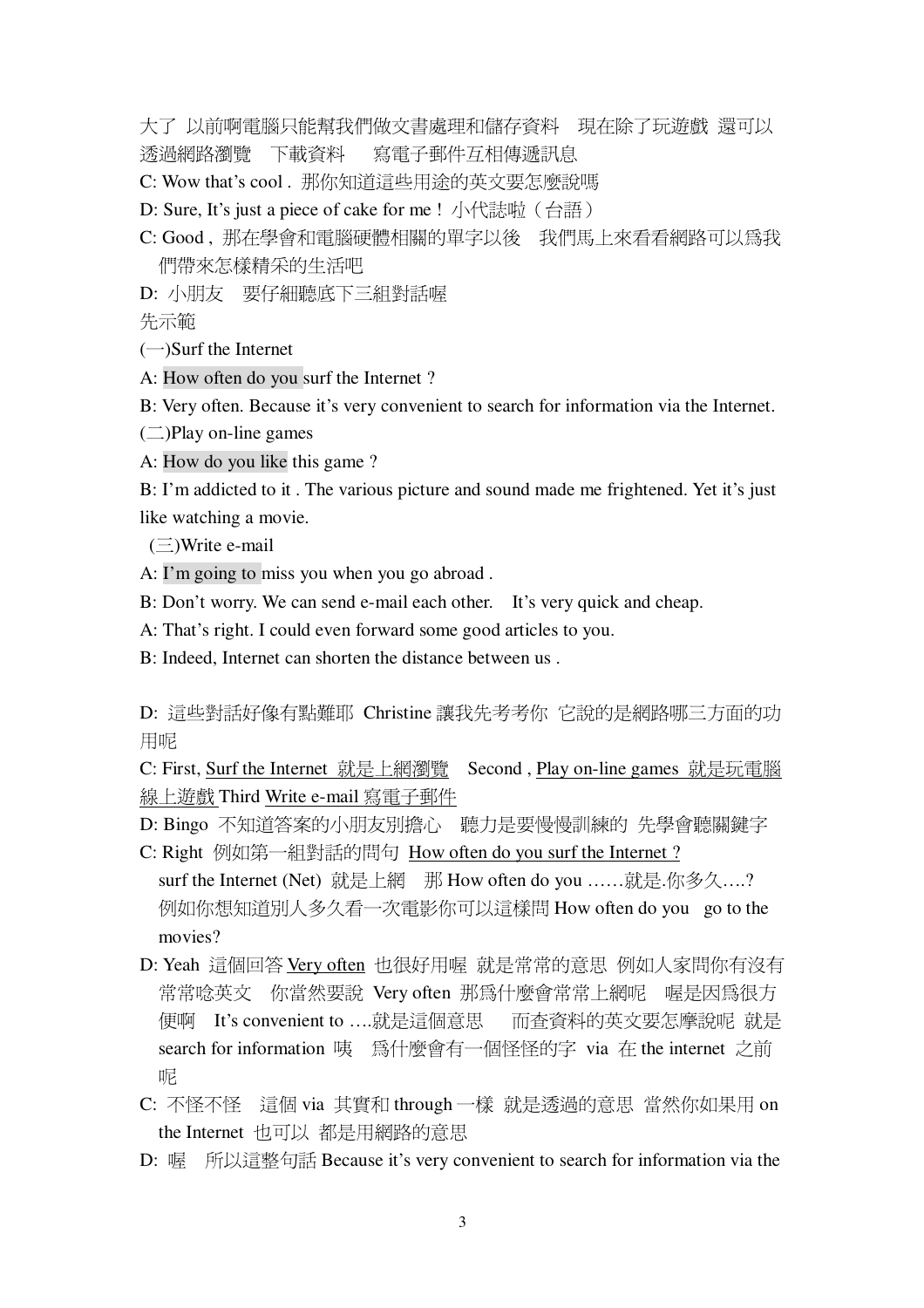大了 以前啊電腦只能幫我們做文書處理和儲存資料　現在除了玩遊戲 還可以透過網路瀏覽　下載資料　 寫電子郵件互相傳遞訊息

C: Wow that's cool . 那你知道這些用途的英文要怎麼說嗎

D: Sure, It's just a piece of cake for me ! 小代誌啦（台語）

C: Good , 那在學會和電腦硬體相關的單字以後　我們馬上來看看網路可以爲我們帶來怎樣精采的生活吧

D: 小朋友　要仔細聽底下三組對話喔

先示範

(一)Surf the Internet

A: How often do you surf the Internet ?

B: Very often. Because it's very convenient to search for information via the Internet.

(二)Play on-line games

A: How do you like this game ?

B: I'm addicted to it . The various picture and sound made me frightened. Yet it's just like watching a movie.

(三)Write e-mail

A: I'm going to miss you when you go abroad .

B: Don't worry. We can send e-mail each other.　It's very quick and cheap.

A: That's right. I could even forward some good articles to you.

B: Indeed, Internet can shorten the distance between us .

D: 這些對話好像有點難耶 Christine 讓我先考考你 它說的是網路哪三方面的功用呢

C: First, Surf the Internet 就是上網瀏覽　Second , Play on-line games 就是玩電腦線上遊戲 Third Write e-mail 寫電子郵件

D: Bingo 不知道答案的小朋友別擔心　聽力是要慢慢訓練的 先學會聽關鍵字

C: Right 例如第一組對話的問句 How often do you surf the Internet ?
surf the Internet (Net) 就是上網　那 How often do you ……就是.你多久….?
例如你想知道別人多久看一次電影你可以這樣問 How often do you go to the movies?

D: Yeah 這個回答 Very often 也很好用喔 就是常常的意思 例如人家問你有沒有常常唸英文　你當然要說 Very often 那爲什麼會常常上網呢　喔是因爲很方便啊　It's convenient to ….就是這個意思　 而查資料的英文要怎麼說呢 就是 search for information 咦　爲什麼會有一個怪怪的字 via 在 the internet 之前呢

C: 不怪不怪　這個 via 其實和 through 一樣 就是透過的意思 當然你如果用 on the Internet 也可以 都是用網路的意思

D: 喔　所以這整句話 Because it's very convenient to search for information via the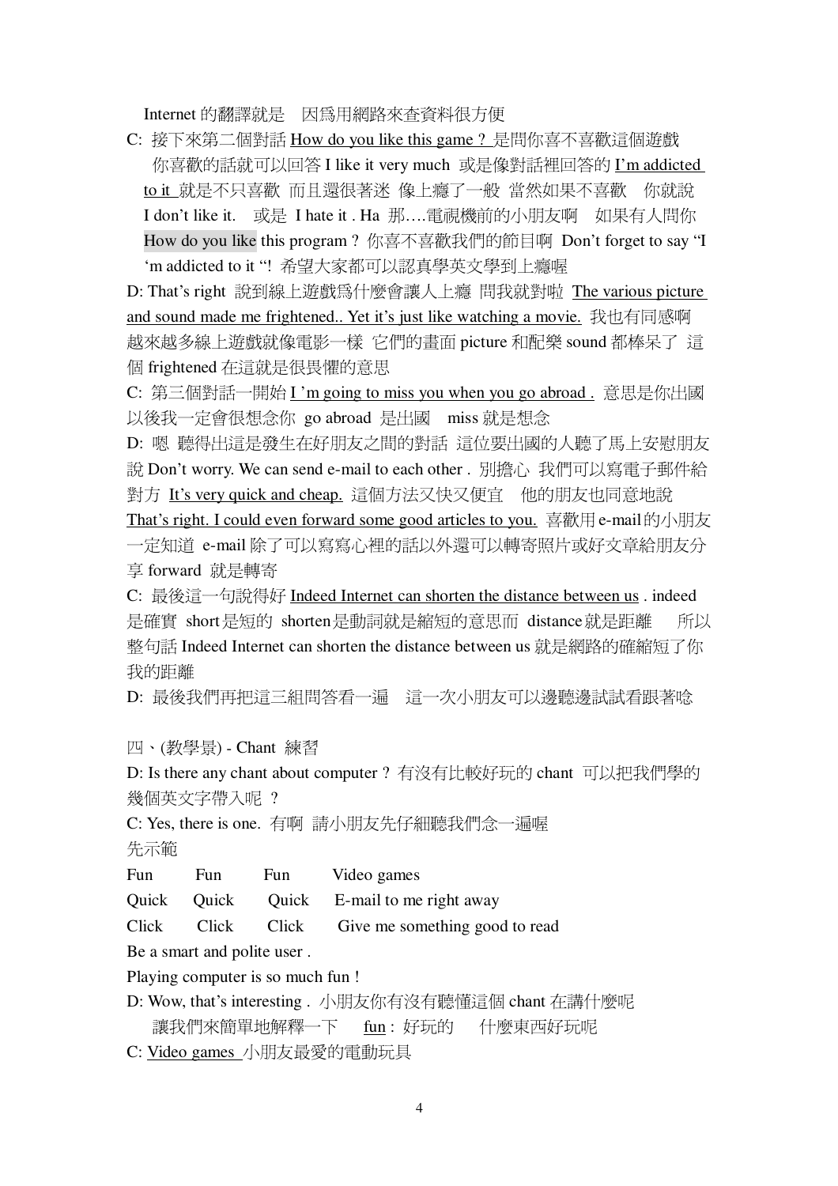Internet 的翻譯就是　因爲用網路來查資料很方便

C: 接下來第二個對話 How do you like this game ? 是問你喜不喜歡這個遊戲　你喜歡的話就可以回答 I like it very much 或是像對話裡回答的 I'm addicted to it 就是不只喜歡 而且還很著迷 像上癮了一般 當然如果不喜歡　你就說 I don't like it.　或是 I hate it . Ha 那….電視機前的小朋友啊　如果有人問你 How do you like this program ? 你喜不喜歡我們的節目啊 Don't forget to say "I 'm addicted to it "! 希望大家都可以認真學英文學到上癮喔

D: That's right 說到線上遊戲爲什麼會讓人上癮 問我就對啦 The various picture and sound made me frightened.. Yet it's just like watching a movie. 我也有同感啊 越來越多線上遊戲就像電影一樣 它們的畫面 picture 和配樂 sound 都棒呆了 這個 frightened 在這就是很畏懼的意思

C: 第三個對話一開始 I 'm going to miss you when you go abroad . 意思是你出國以後我一定會很想念你 go abroad 是出國　miss 就是想念

D: 嗯 聽得出這是發生在好朋友之間的對話 這位要出國的人聽了馬上安慰朋友說 Don't worry. We can send e-mail to each other . 別擔心 我們可以寫電子郵件給對方 It's very quick and cheap. 這個方法又快又便宜　他的朋友也同意地說 That's right. I could even forward some good articles to you. 喜歡用 e-mail 的小朋友一定知道 e-mail 除了可以寫寫心裡的話以外還可以轉寄照片或好文章給朋友分享 forward 就是轉寄

C: 最後這一句說得好 Indeed Internet can shorten the distance between us . indeed 是確實 short 是短的 shorten 是動詞就是縮短的意思而 distance 就是距離　所以整句話 Indeed Internet can shorten the distance between us 就是網路的確縮短了你我的距離

D: 最後我們再把這三組問答看一遍　這一次小朋友可以邊聽邊試試看跟著唸

四、(教學景) - Chant 練習

D: Is there any chant about computer ? 有沒有比較好玩的 chant 可以把我們學的幾個英文字帶入呢 ?

C: Yes, there is one. 有啊 請小朋友先仔細聽我們念一遍喔

先示範

Fun　Fun　Fun　Video games

Quick　Quick　Quick　E-mail to me right away

Click　Click　Click　Give me something good to read

Be a smart and polite user .

Playing computer is so much fun !

D: Wow, that's interesting . 小朋友你有沒有聽懂這個 chant 在講什麼呢　讓我們來簡單地解釋一下　fun : 好玩的　什麼東西好玩呢

C: Video games 小朋友最愛的電動玩具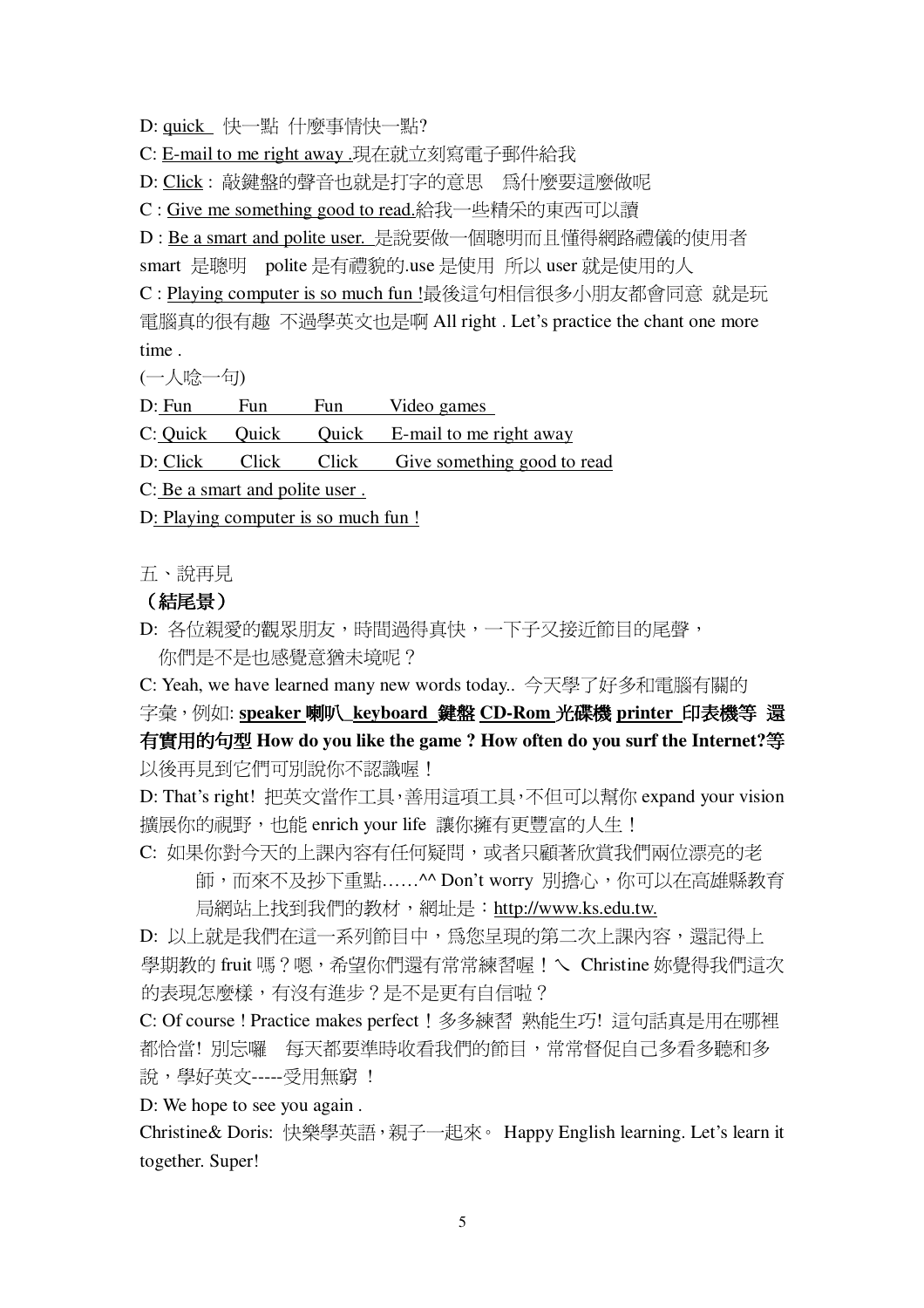D: quick 快一點 什麼事情快一點?

C: E-mail to me right away .現在就立刻寫電子郵件給我

D: Click : 敲鍵盤的聲音也就是打字的意思　爲什麼要這麼做呢

C : Give me something good to read.給我一些精采的東西可以讀

D : Be a smart and polite user. 是說要做一個聰明而且懂得網路禮儀的使用者 smart 是聰明　polite 是有禮貌的.use 是使用 所以 user 就是使用的人

C : Playing computer is so much fun !最後這句相信很多小朋友都會同意 就是玩電腦真的很有趣 不過學英文也是啊 All right . Let's practice the chant one more time .

(一人唸一句)

D: Fun　Fun　Fun　Video games

C: Quick　Quick　Quick　E-mail to me right away

D: Click　Click　Click　Give something good to read

C: Be a smart and polite user .

D: Playing computer is so much fun !

五、說再見

**（結尾景）**

D: 各位親愛的觀眾朋友，時間過得真快，一下子又接近節目的尾聲，你們是不是也感覺意猶未境呢？

C: Yeah, we have learned many new words today.. 今天學了好多和電腦有關的字彙，例如: **speaker 喇叭 keyboard 鍵盤 CD-Rom 光碟機 printer 印表機等 還有實用的句型 How do you like the game ? How often do you surf the Internet?等** 以後再見到它們可別說你不認識喔！

D: That's right! 把英文當作工具，善用這項工具，不但可以幫你 expand your vision 擴展你的視野，也能 enrich your life 讓你擁有更豐富的人生！

C: 如果你對今天的上課內容有任何疑問，或者只顧著欣賞我們兩位漂亮的老師，而來不及抄下重點……^^ Don't worry 別擔心，你可以在高雄縣教育局網站上找到我們的教材，網址是：http://www.ks.edu.tw.

D: 以上就是我們在這一系列節目中，爲您呈現的第二次上課內容，還記得上學期教的 fruit 嗎？嗯，希望你們還有常常練習喔！ㄟ Christine 妳覺得我們這次的表現怎麼樣，有沒有進步？是不是更有自信啦？

C: Of course ! Practice makes perfect！多多練習 熟能生巧! 這句話真是用在哪裡都恰當! 別忘囉　每天都要準時收看我們的節目，常常督促自己多看多聽和多說，學好英文-----受用無窮 ！

D: We hope to see you again .

Christine& Doris: 快樂學英語，親子一起來。 Happy English learning. Let's learn it together. Super!